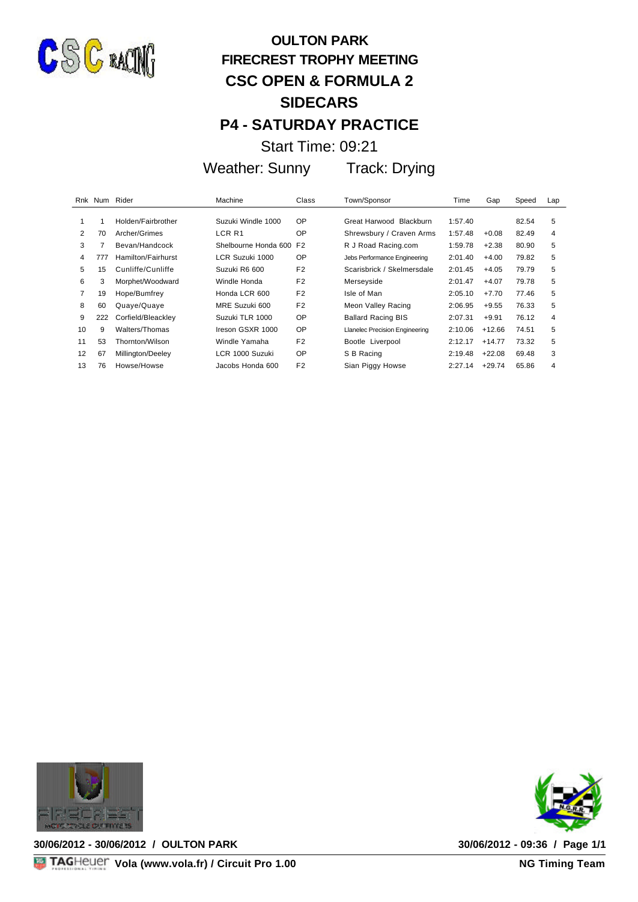# OULTON PARK

## FIRECREST TROPHY MEETING

## CSC OPEN & FORMULA 2

## SIDECARS

## P4 - SATURDAY PRACTICE

Start Time: 09:21

Weather: Sunny Track: Drying

| Rnk | Num | Rider | Machine | Class | Town/Sponsor | Time | Gap | Speed | Lap |
|---|---|---|---|---|---|---|---|---|---|
| 1 | 1 | Holden/Fairbrother | Suzuki Windle 1000 | OP | Great Harwood Blackburn | 1:57.40 | | 82.54 | 5 |
| 2 | 70 | Archer/Grimes | LCR R1 | OP | Shrewsbury / Craven Arms | 1:57.48 | +0.08 | 82.49 | 4 |
| 3 | 7 | Bevan/Handcock | Shelbourne Honda 600 | F2 | R J Road Racing.com | 1:59.78 | +2.38 | 80.90 | 5 |
| 4 | 777 | Hamilton/Fairhurst | LCR Suzuki 1000 | OP | Jebs Performance Engineering | 2:01.40 | +4.00 | 79.82 | 5 |
| 5 | 15 | Cunliffe/Cunliffe | Suzuki R6 600 | F2 | Scarisbrick / Skelmersdale | 2:01.45 | +4.05 | 79.79 | 5 |
| 6 | 3 | Morphet/Woodward | Windle Honda | F2 | Merseyside | 2:01.47 | +4.07 | 79.78 | 5 |
| 7 | 19 | Hope/Bumfrey | Honda LCR 600 | F2 | Isle of Man | 2:05.10 | +7.70 | 77.46 | 5 |
| 8 | 60 | Quaye/Quaye | MRE Suzuki 600 | F2 | Meon Valley Racing | 2:06.95 | +9.55 | 76.33 | 5 |
| 9 | 222 | Corfield/Bleackley | Suzuki TLR 1000 | OP | Ballard Racing BIS | 2:07.31 | +9.91 | 76.12 | 4 |
| 10 | 9 | Walters/Thomas | Ireson GSXR 1000 | OP | Llanelec Precision Engineering | 2:10.06 | +12.66 | 74.51 | 5 |
| 11 | 53 | Thornton/Wilson | Windle Yamaha | F2 | Bootle Liverpool | 2:12.17 | +14.77 | 73.32 | 5 |
| 12 | 67 | Millington/Deeley | LCR 1000 Suzuki | OP | S B Racing | 2:19.48 | +22.08 | 69.48 | 3 |
| 13 | 76 | Howse/Howse | Jacobs Honda 600 | F2 | Sian Piggy Howse | 2:27.14 | +29.74 | 65.86 | 4 |

**30/06/2012 - 30/06/2012 / OULTON PARK** **30/06/2012 - 09:36**

**Vola (www.vola.fr) / Circuit Pro 1.00** **NG Timing Team**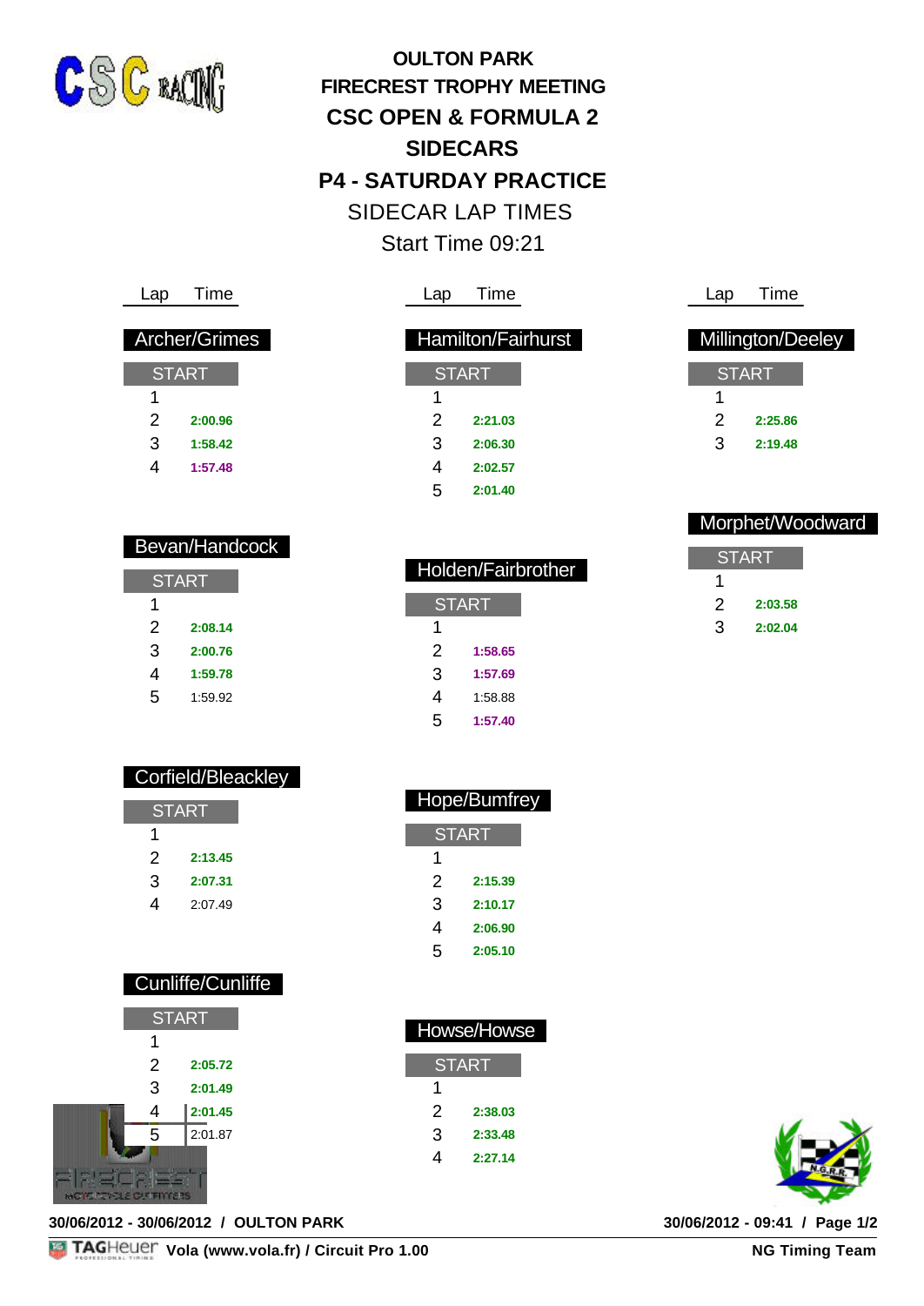# OULTON PARK
## FIRECREST TROPHY MEETING
## CSC OPEN & FORMULA 2 SIDECARS
## P4 - SATURDAY PRACTICE

SIDECAR LAP TIMES

Start Time 09:21

### Archer/Grimes

| Lap | Time |
|---|---|
| START | |
| 1 | |
| 2 | **2:00.96** |
| 3 | **1:58.42** |
| 4 | **1:57.48** |

### Bevan/Handcock

| Lap | Time |
|---|---|
| START | |
| 1 | |
| 2 | **2:08.14** |
| 3 | **2:00.76** |
| 4 | **1:59.78** |
| 5 | 1:59.92 |

### Corfield/Bleackley

| Lap | Time |
|---|---|
| START | |
| 1 | |
| 2 | **2:13.45** |
| 3 | **2:07.31** |
| 4 | 2:07.49 |

### Cunliffe/Cunliffe

| Lap | Time |
|---|---|
| START | |
| 1 | |
| 2 | **2:05.72** |
| 3 | **2:01.49** |
| 4 | **2:01.45** |
| 5 | 2:01.87 |

### Hamilton/Fairhurst

| Lap | Time |
|---|---|
| START | |
| 1 | |
| 2 | **2:21.03** |
| 3 | **2:06.30** |
| 4 | **2:02.57** |
| 5 | **2:01.40** |

### Holden/Fairbrother

| Lap | Time |
|---|---|
| START | |
| 1 | |
| 2 | **1:58.65** |
| 3 | **1:57.69** |
| 4 | 1:58.88 |
| 5 | **1:57.40** |

### Hope/Bumfrey

| Lap | Time |
|---|---|
| START | |
| 1 | |
| 2 | **2:15.39** |
| 3 | **2:10.17** |
| 4 | **2:06.90** |
| 5 | **2:05.10** |

### Howse/Howse

| Lap | Time |
|---|---|
| START | |
| 1 | |
| 2 | **2:38.03** |
| 3 | **2:33.48** |
| 4 | **2:27.14** |

### Millington/Deeley

| Lap | Time |
|---|---|
| START | |
| 1 | |
| 2 | **2:25.86** |
| 3 | **2:19.48** |

### Morphet/Woodward

| Lap | Time |
|---|---|
| START | |
| 1 | |
| 2 | **2:03.58** |
| 3 | **2:02.04** |

**30/06/2012 - 30/06/2012 / OULTON PARK** **30/06/2012 - 09:41**

**Vola (www.vola.fr) / Circuit Pro 1.00** **NG Timing Team**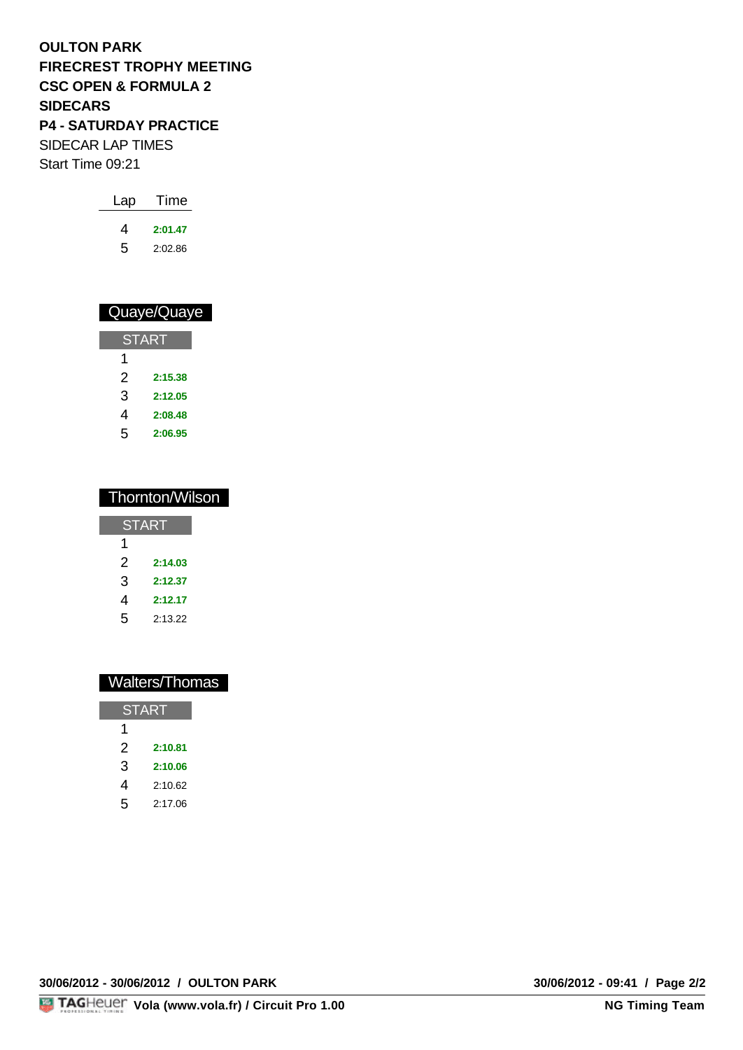**OULTON PARK**
**FIRECREST TROPHY MEETING**
**CSC OPEN & FORMULA 2**
**SIDECARS**
**P4 - SATURDAY PRACTICE**
SIDECAR LAP TIMES
Start Time 09:21

| Lap | Time |
|---|---|
| 4 | **2:01.47** |
| 5 | 2:02.86 |

## Quaye/Quaye

| Lap | Time |
|---|---|
| START | |
| 1 | |
| 2 | **2:15.38** |
| 3 | **2:12.05** |
| 4 | **2:08.48** |
| 5 | **2:06.95** |

## Thornton/Wilson

| Lap | Time |
|---|---|
| START | |
| 1 | |
| 2 | **2:14.03** |
| 3 | **2:12.37** |
| 4 | **2:12.17** |
| 5 | 2:13.22 |

## Walters/Thomas

| Lap | Time |
|---|---|
| START | |
| 1 | |
| 2 | **2:10.81** |
| 3 | **2:10.06** |
| 4 | 2:10.62 |
| 5 | 2:17.06 |